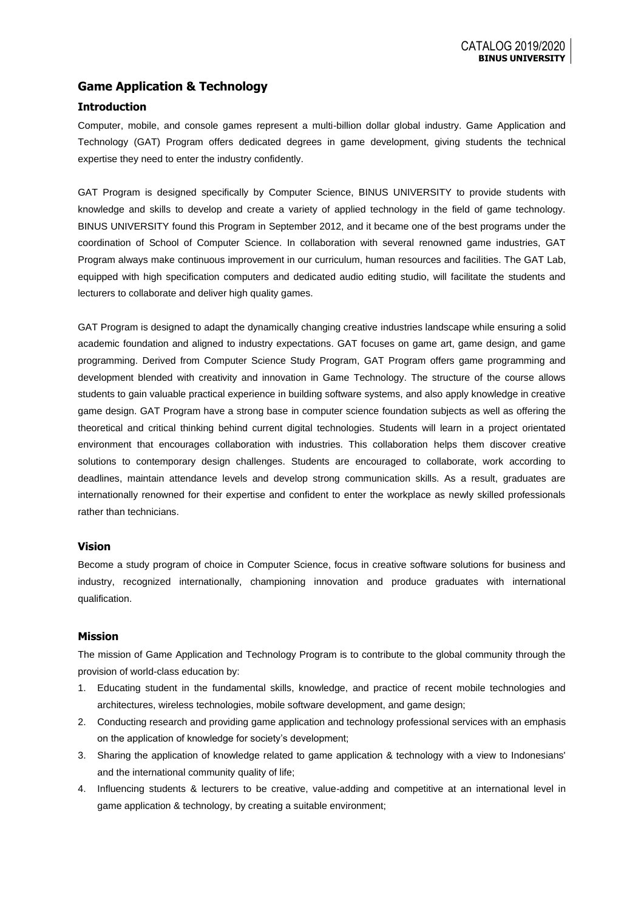## Game Application & Technology

### Introduction

Computer, mobile, and console games represent a multi-billion dollar global industry. Game Application and Technology (GAT) Program offers dedicated degrees in game development, giving students the technical expertise they need to enter the industry confidently.

GAT Program is designed specifically by Computer Science, BINUS UNIVERSITY to provide students with knowledge and skills to develop and create a variety of applied technology in the field of game technology. BINUS UNIVERSITY found this Program in September 2012, and it became one of the best programs under the coordination of School of Computer Science. In collaboration with several renowned game industries, GAT Program always make continuous improvement in our curriculum, human resources and facilities. The GAT Lab, equipped with high specification computers and dedicated audio editing studio, will facilitate the students and lecturers to collaborate and deliver high quality games.

GAT Program is designed to adapt the dynamically changing creative industries landscape while ensuring a solid academic foundation and aligned to industry expectations. GAT focuses on game art, game design, and game programming. Derived from Computer Science Study Program, GAT Program offers game programming and development blended with creativity and innovation in Game Technology. The structure of the course allows students to gain valuable practical experience in building software systems, and also apply knowledge in creative game design. GAT Program have a strong base in computer science foundation subjects as well as offering the theoretical and critical thinking behind current digital technologies. Students will learn in a project orientated environment that encourages collaboration with industries. This collaboration helps them discover creative solutions to contemporary design challenges. Students are encouraged to collaborate, work according to deadlines, maintain attendance levels and develop strong communication skills. As a result, graduates are internationally renowned for their expertise and confident to enter the workplace as newly skilled professionals rather than technicians.

### Vision

Become a study program of choice in Computer Science, focus in creative software solutions for business and industry, recognized internationally, championing innovation and produce graduates with international qualification.

### Mission

The mission of Game Application and Technology Program is to contribute to the global community through the provision of world-class education by:

1. Educating student in the fundamental skills, knowledge, and practice of recent mobile technologies and architectures, wireless technologies, mobile software development, and game design;
2. Conducting research and providing game application and technology professional services with an emphasis on the application of knowledge for society's development;
3. Sharing the application of knowledge related to game application & technology with a view to Indonesians' and the international community quality of life;
4. Influencing students & lecturers to be creative, value-adding and competitive at an international level in game application & technology, by creating a suitable environment;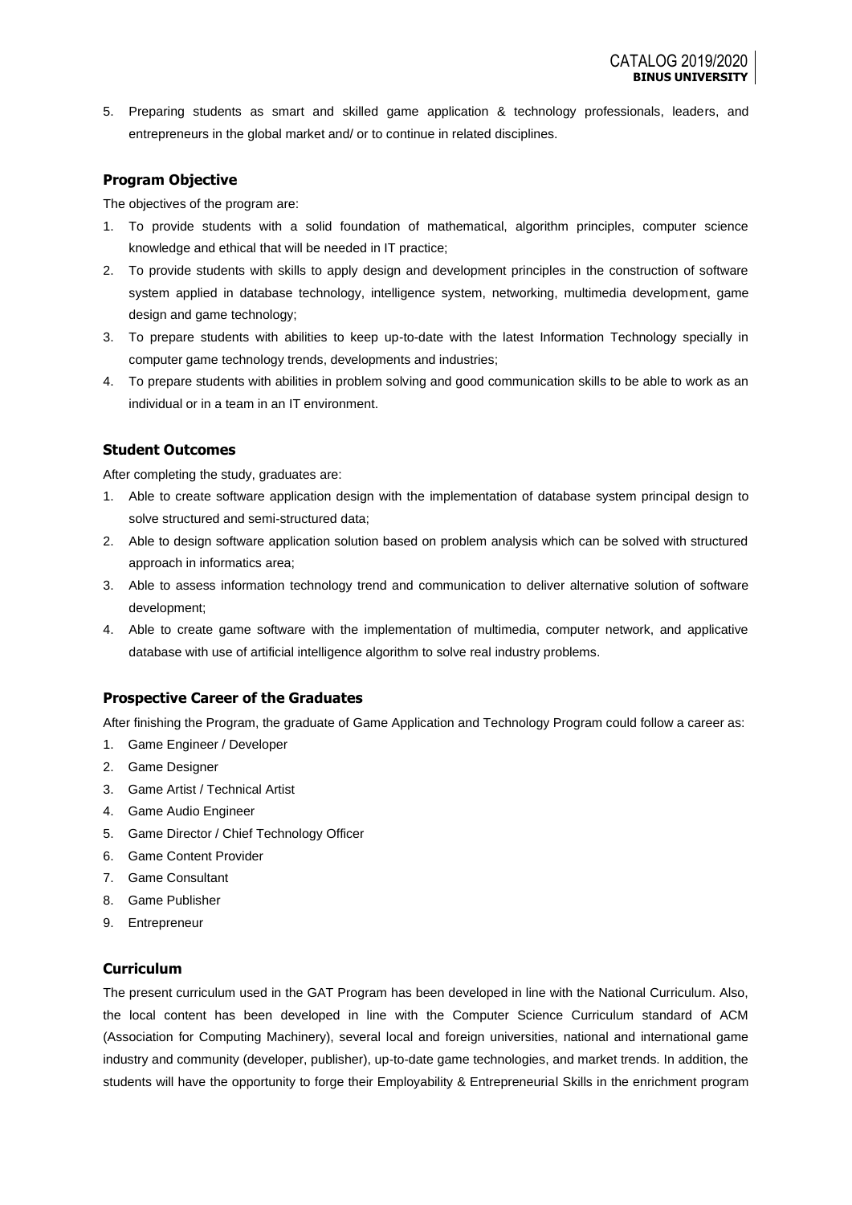5. Preparing students as smart and skilled game application & technology professionals, leaders, and entrepreneurs in the global market and/ or to continue in related disciplines.

### Program Objective

The objectives of the program are:

1. To provide students with a solid foundation of mathematical, algorithm principles, computer science knowledge and ethical that will be needed in IT practice;
2. To provide students with skills to apply design and development principles in the construction of software system applied in database technology, intelligence system, networking, multimedia development, game design and game technology;
3. To prepare students with abilities to keep up-to-date with the latest Information Technology specially in computer game technology trends, developments and industries;
4. To prepare students with abilities in problem solving and good communication skills to be able to work as an individual or in a team in an IT environment.

### Student Outcomes

After completing the study, graduates are:

1. Able to create software application design with the implementation of database system principal design to solve structured and semi-structured data;
2. Able to design software application solution based on problem analysis which can be solved with structured approach in informatics area;
3. Able to assess information technology trend and communication to deliver alternative solution of software development;
4. Able to create game software with the implementation of multimedia, computer network, and applicative database with use of artificial intelligence algorithm to solve real industry problems.

### Prospective Career of the Graduates

After finishing the Program, the graduate of Game Application and Technology Program could follow a career as:

1. Game Engineer / Developer
2. Game Designer
3. Game Artist / Technical Artist
4. Game Audio Engineer
5. Game Director / Chief Technology Officer
6. Game Content Provider
7. Game Consultant
8. Game Publisher
9. Entrepreneur

### Curriculum

The present curriculum used in the GAT Program has been developed in line with the National Curriculum. Also, the local content has been developed in line with the Computer Science Curriculum standard of ACM (Association for Computing Machinery), several local and foreign universities, national and international game industry and community (developer, publisher), up-to-date game technologies, and market trends. In addition, the students will have the opportunity to forge their Employability & Entrepreneurial Skills in the enrichment program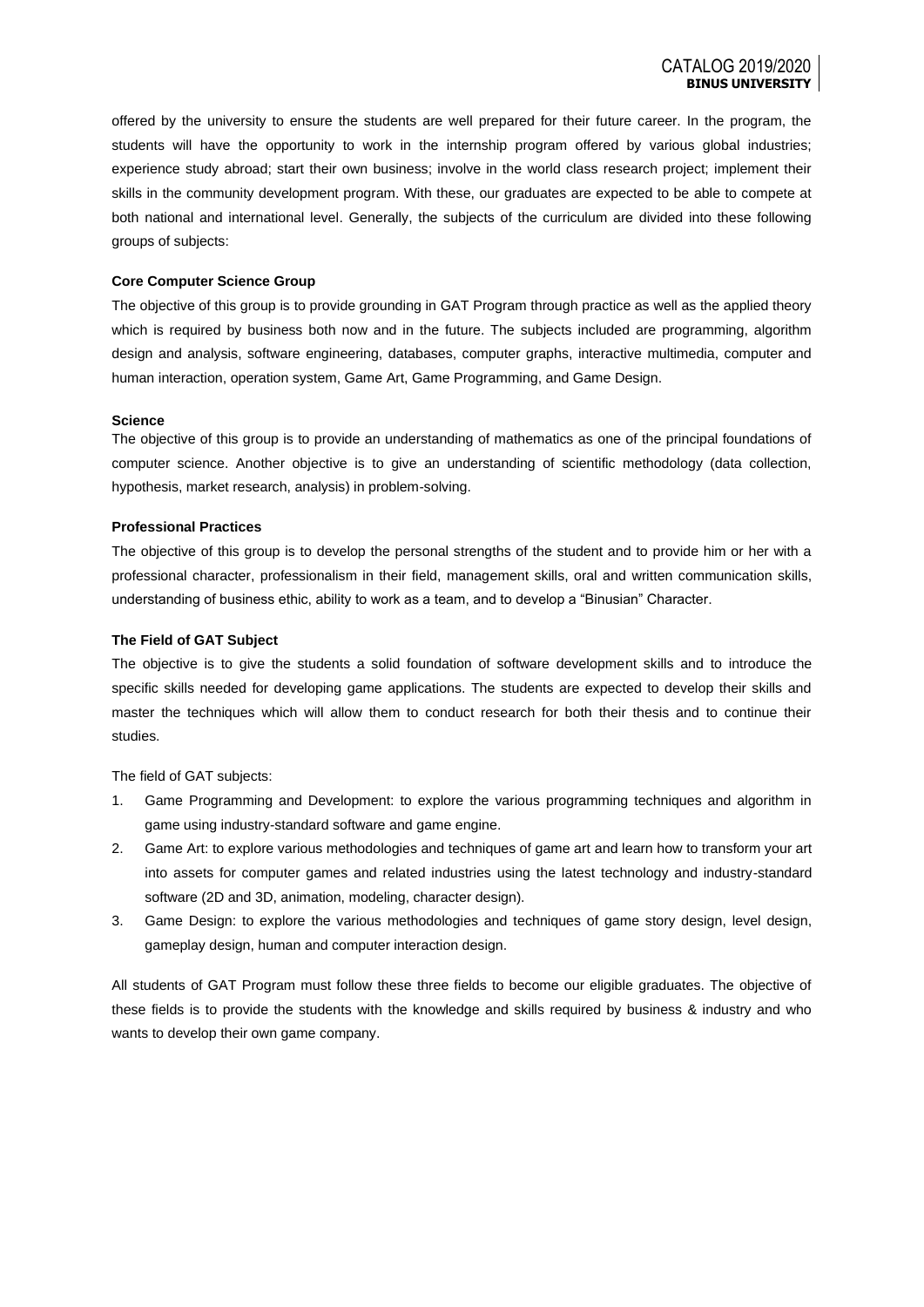offered by the university to ensure the students are well prepared for their future career. In the program, the students will have the opportunity to work in the internship program offered by various global industries; experience study abroad; start their own business; involve in the world class research project; implement their skills in the community development program. With these, our graduates are expected to be able to compete at both national and international level. Generally, the subjects of the curriculum are divided into these following groups of subjects:

**Core Computer Science Group**

The objective of this group is to provide grounding in GAT Program through practice as well as the applied theory which is required by business both now and in the future. The subjects included are programming, algorithm design and analysis, software engineering, databases, computer graphs, interactive multimedia, computer and human interaction, operation system, Game Art, Game Programming, and Game Design.

**Science**

The objective of this group is to provide an understanding of mathematics as one of the principal foundations of computer science. Another objective is to give an understanding of scientific methodology (data collection, hypothesis, market research, analysis) in problem-solving.

**Professional Practices**

The objective of this group is to develop the personal strengths of the student and to provide him or her with a professional character, professionalism in their field, management skills, oral and written communication skills, understanding of business ethic, ability to work as a team, and to develop a "Binusian" Character.

**The Field of GAT Subject**

The objective is to give the students a solid foundation of software development skills and to introduce the specific skills needed for developing game applications. The students are expected to develop their skills and master the techniques which will allow them to conduct research for both their thesis and to continue their studies.

The field of GAT subjects:

1. Game Programming and Development: to explore the various programming techniques and algorithm in game using industry-standard software and game engine.
2. Game Art: to explore various methodologies and techniques of game art and learn how to transform your art into assets for computer games and related industries using the latest technology and industry-standard software (2D and 3D, animation, modeling, character design).
3. Game Design: to explore the various methodologies and techniques of game story design, level design, gameplay design, human and computer interaction design.

All students of GAT Program must follow these three fields to become our eligible graduates. The objective of these fields is to provide the students with the knowledge and skills required by business & industry and who wants to develop their own game company.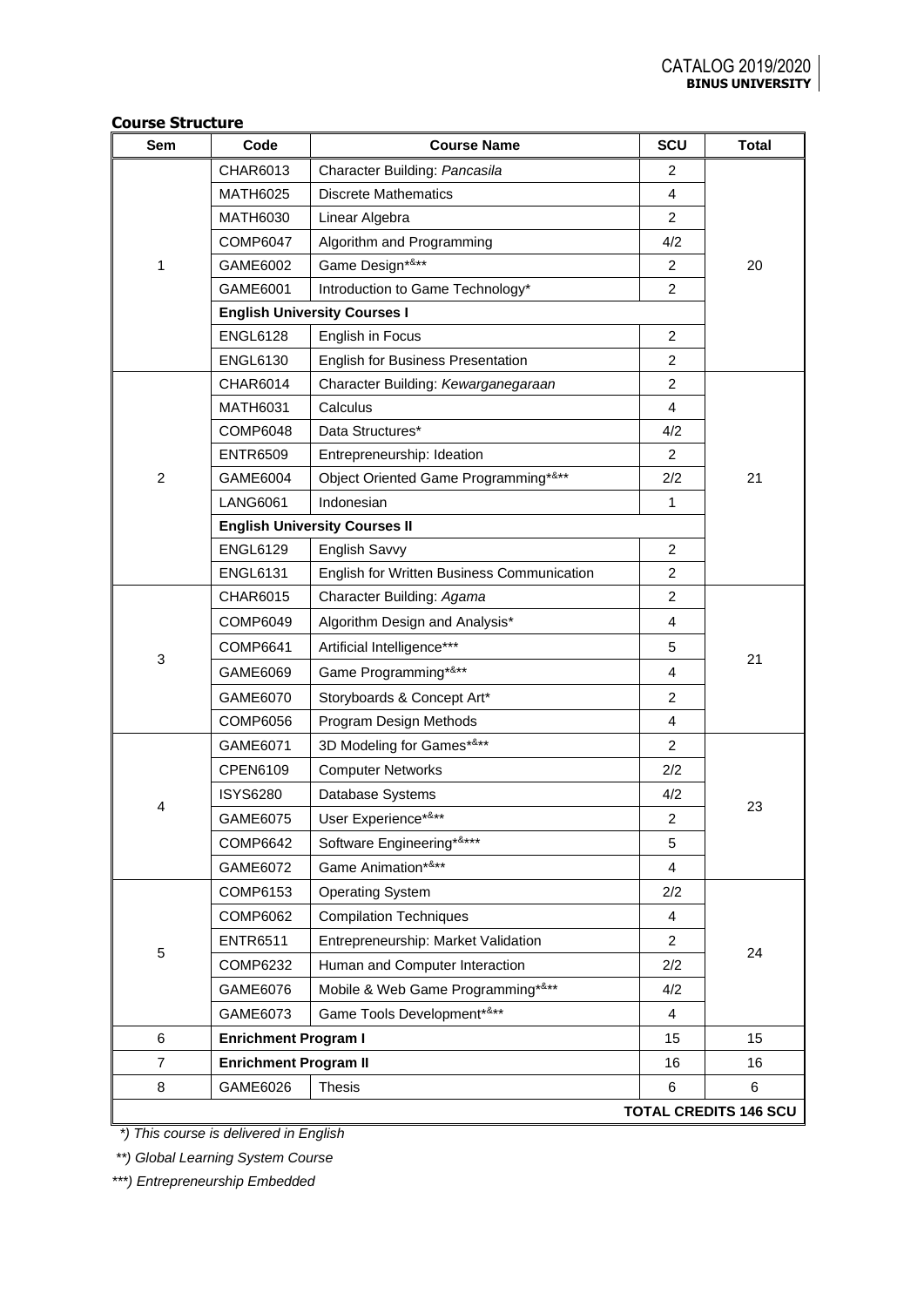**Course Structure**

| Sem | Code | Course Name | SCU | Total |
|---|---|---|---|---|
| 1 | CHAR6013 | Character Building: *Pancasila* | 2 | 20 |
| | MATH6025 | Discrete Mathematics | 4 | |
| | MATH6030 | Linear Algebra | 2 | |
| | COMP6047 | Algorithm and Programming | 4/2 | |
| | GAME6002 | Game Design*&** | 2 | |
| | GAME6001 | Introduction to Game Technology* | 2 | |
| | **English University Courses I** | | | |
| | ENGL6128 | English in Focus | 2 | |
| | ENGL6130 | English for Business Presentation | 2 | |
| 2 | CHAR6014 | Character Building: *Kewarganegaraan* | 2 | 21 |
| | MATH6031 | Calculus | 4 | |
| | COMP6048 | Data Structures* | 4/2 | |
| | ENTR6509 | Entrepreneurship: Ideation | 2 | |
| | GAME6004 | Object Oriented Game Programming*&** | 2/2 | |
| | LANG6061 | Indonesian | 1 | |
| | **English University Courses II** | | | |
| | ENGL6129 | English Savvy | 2 | |
| | ENGL6131 | English for Written Business Communication | 2 | |
| 3 | CHAR6015 | Character Building: *Agama* | 2 | 21 |
| | COMP6049 | Algorithm Design and Analysis* | 4 | |
| | COMP6641 | Artificial Intelligence*** | 5 | |
| | GAME6069 | Game Programming*&** | 4 | |
| | GAME6070 | Storyboards & Concept Art* | 2 | |
| | COMP6056 | Program Design Methods | 4 | |
| 4 | GAME6071 | 3D Modeling for Games*&** | 2 | 23 |
| | CPEN6109 | Computer Networks | 2/2 | |
| | ISYS6280 | Database Systems | 4/2 | |
| | GAME6075 | User Experience*&** | 2 | |
| | COMP6642 | Software Engineering*&*** | 5 | |
| | GAME6072 | Game Animation*&** | 4 | |
| 5 | COMP6153 | Operating System | 2/2 | 24 |
| | COMP6062 | Compilation Techniques | 4 | |
| | ENTR6511 | Entrepreneurship: Market Validation | 2 | |
| | COMP6232 | Human and Computer Interaction | 2/2 | |
| | GAME6076 | Mobile & Web Game Programming*&** | 4/2 | |
| | GAME6073 | Game Tools Development*&** | 4 | |
| 6 | **Enrichment Program I** | | 15 | 15 |
| 7 | **Enrichment Program II** | | 16 | 16 |
| 8 | GAME6026 | Thesis | 6 | 6 |
| | | | | **TOTAL CREDITS 146 SCU** |

*\*) This course is delivered in English*

*\*\*) Global Learning System Course*

*\*\*\*) Entrepreneurship Embedded*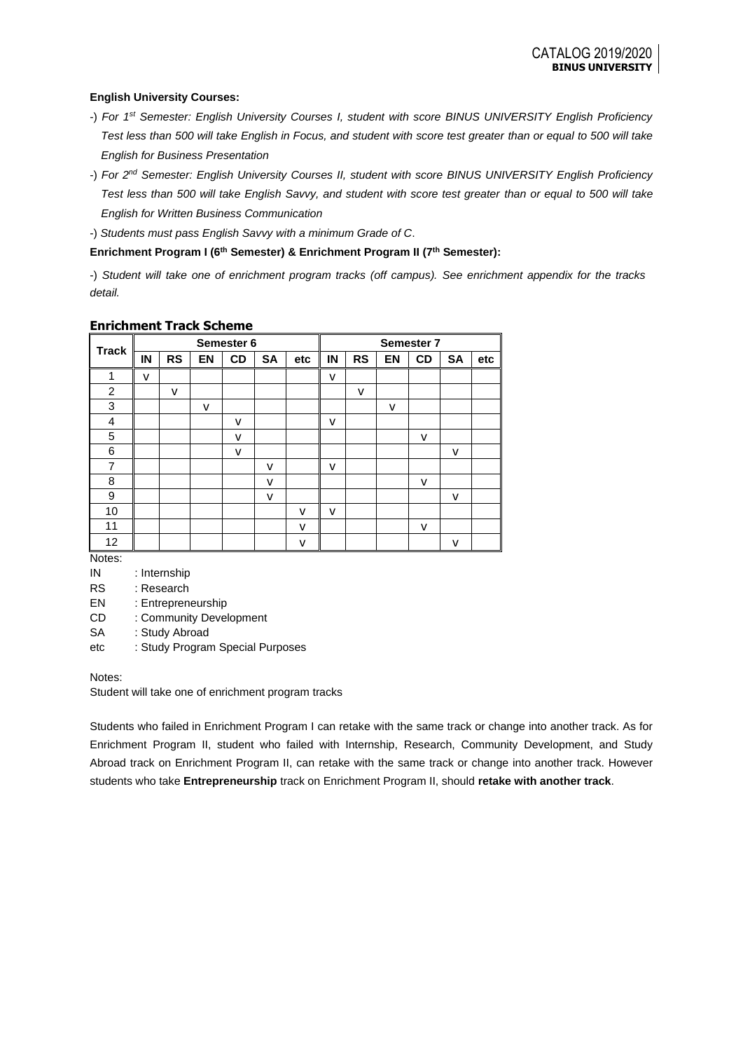**English University Courses:**

-) *For 1st Semester: English University Courses I, student with score BINUS UNIVERSITY English Proficiency Test less than 500 will take English in Focus, and student with score test greater than or equal to 500 will take English for Business Presentation*

-) *For 2nd Semester: English University Courses II, student with score BINUS UNIVERSITY English Proficiency Test less than 500 will take English Savvy, and student with score test greater than or equal to 500 will take English for Written Business Communication*

-) *Students must pass English Savvy with a minimum Grade of C*.

**Enrichment Program I (6th Semester) & Enrichment Program II (7th Semester):**

-) *Student will take one of enrichment program tracks (off campus). See enrichment appendix for the tracks detail.*

**Enrichment Track Scheme**

| Track | Semester 6 | | | | | | Semester 7 | | | | | |
|---|---|---|---|---|---|---|---|---|---|---|---|---|
| | IN | RS | EN | CD | SA | etc | IN | RS | EN | CD | SA | etc |
| 1 | v | | | | | | v | | | | | |
| 2 | | v | | | | | | v | | | | |
| 3 | | | v | | | | | | v | | | |
| 4 | | | | v | | | v | | | | | |
| 5 | | | | v | | | | | | v | | |
| 6 | | | | v | | | | | | | v | |
| 7 | | | | | v | | v | | | | | |
| 8 | | | | | v | | | | | v | | |
| 9 | | | | | v | | | | | | v | |
| 10 | | | | | | v | v | | | | | |
| 11 | | | | | | v | | | | v | | |
| 12 | | | | | | v | | | | | v | |

Notes:

IN : Internship

RS : Research

EN : Entrepreneurship

CD : Community Development

SA : Study Abroad

etc : Study Program Special Purposes

Notes:

Student will take one of enrichment program tracks

Students who failed in Enrichment Program I can retake with the same track or change into another track. As for Enrichment Program II, student who failed with Internship, Research, Community Development, and Study Abroad track on Enrichment Program II, can retake with the same track or change into another track. However students who take **Entrepreneurship** track on Enrichment Program II, should **retake with another track**.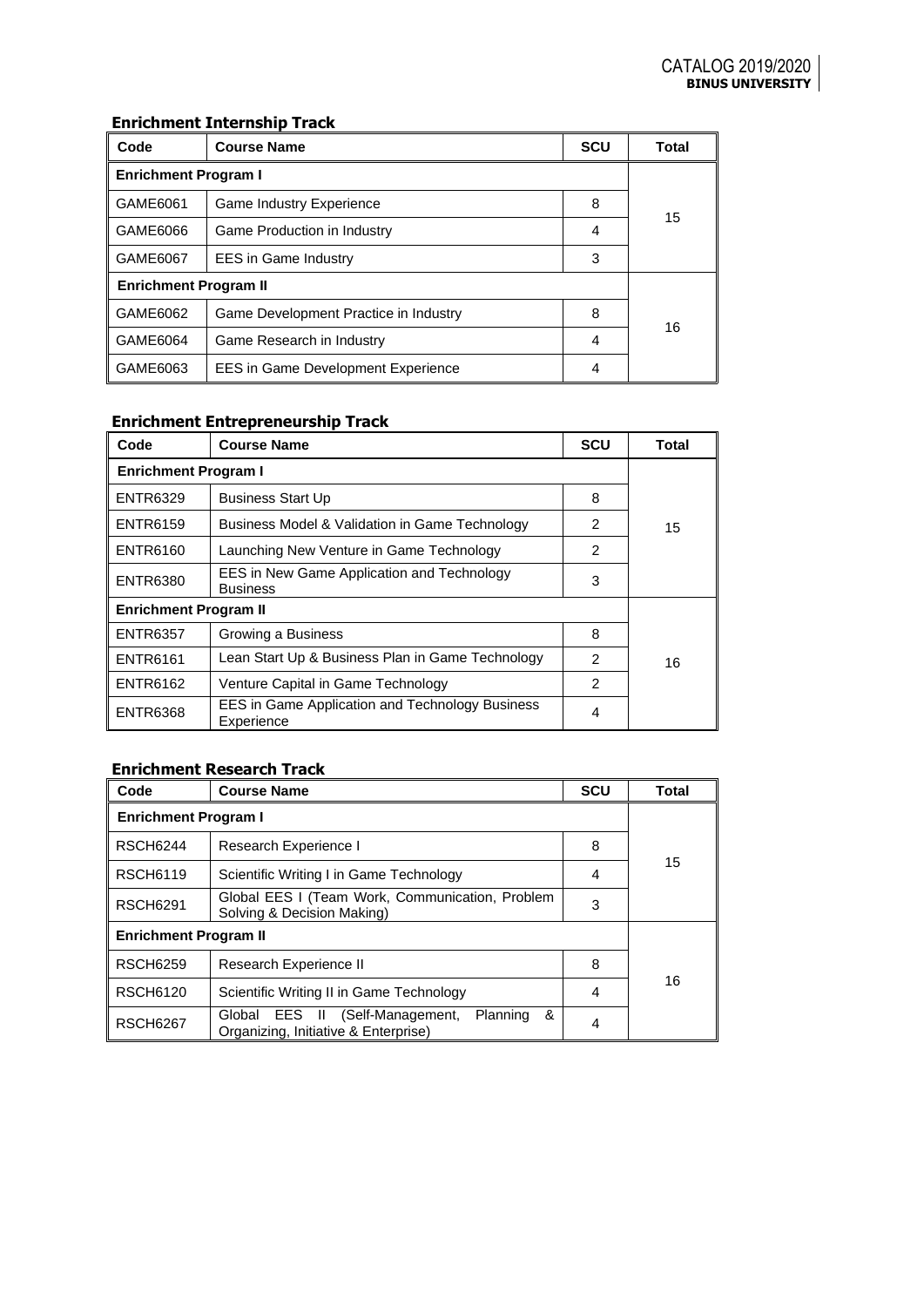### Enrichment Internship Track

| Code | Course Name | SCU | Total |
|---|---|---|---|
| **Enrichment Program I** | | | 15 |
| GAME6061 | Game Industry Experience | 8 | |
| GAME6066 | Game Production in Industry | 4 | |
| GAME6067 | EES in Game Industry | 3 | |
| **Enrichment Program II** | | | 16 |
| GAME6062 | Game Development Practice in Industry | 8 | |
| GAME6064 | Game Research in Industry | 4 | |
| GAME6063 | EES in Game Development Experience | 4 | |

### Enrichment Entrepreneurship Track

| Code | Course Name | SCU | Total |
|---|---|---|---|
| **Enrichment Program I** | | | 15 |
| ENTR6329 | Business Start Up | 8 | |
| ENTR6159 | Business Model & Validation in Game Technology | 2 | |
| ENTR6160 | Launching New Venture in Game Technology | 2 | |
| ENTR6380 | EES in New Game Application and Technology Business | 3 | |
| **Enrichment Program II** | | | 16 |
| ENTR6357 | Growing a Business | 8 | |
| ENTR6161 | Lean Start Up & Business Plan in Game Technology | 2 | |
| ENTR6162 | Venture Capital in Game Technology | 2 | |
| ENTR6368 | EES in Game Application and Technology Business Experience | 4 | |

### Enrichment Research Track

| Code | Course Name | SCU | Total |
|---|---|---|---|
| **Enrichment Program I** | | | 15 |
| RSCH6244 | Research Experience I | 8 | |
| RSCH6119 | Scientific Writing I in Game Technology | 4 | |
| RSCH6291 | Global EES I (Team Work, Communication, Problem Solving & Decision Making) | 3 | |
| **Enrichment Program II** | | | 16 |
| RSCH6259 | Research Experience II | 8 | |
| RSCH6120 | Scientific Writing II in Game Technology | 4 | |
| RSCH6267 | Global EES II (Self-Management, Planning & Organizing, Initiative & Enterprise) | 4 | |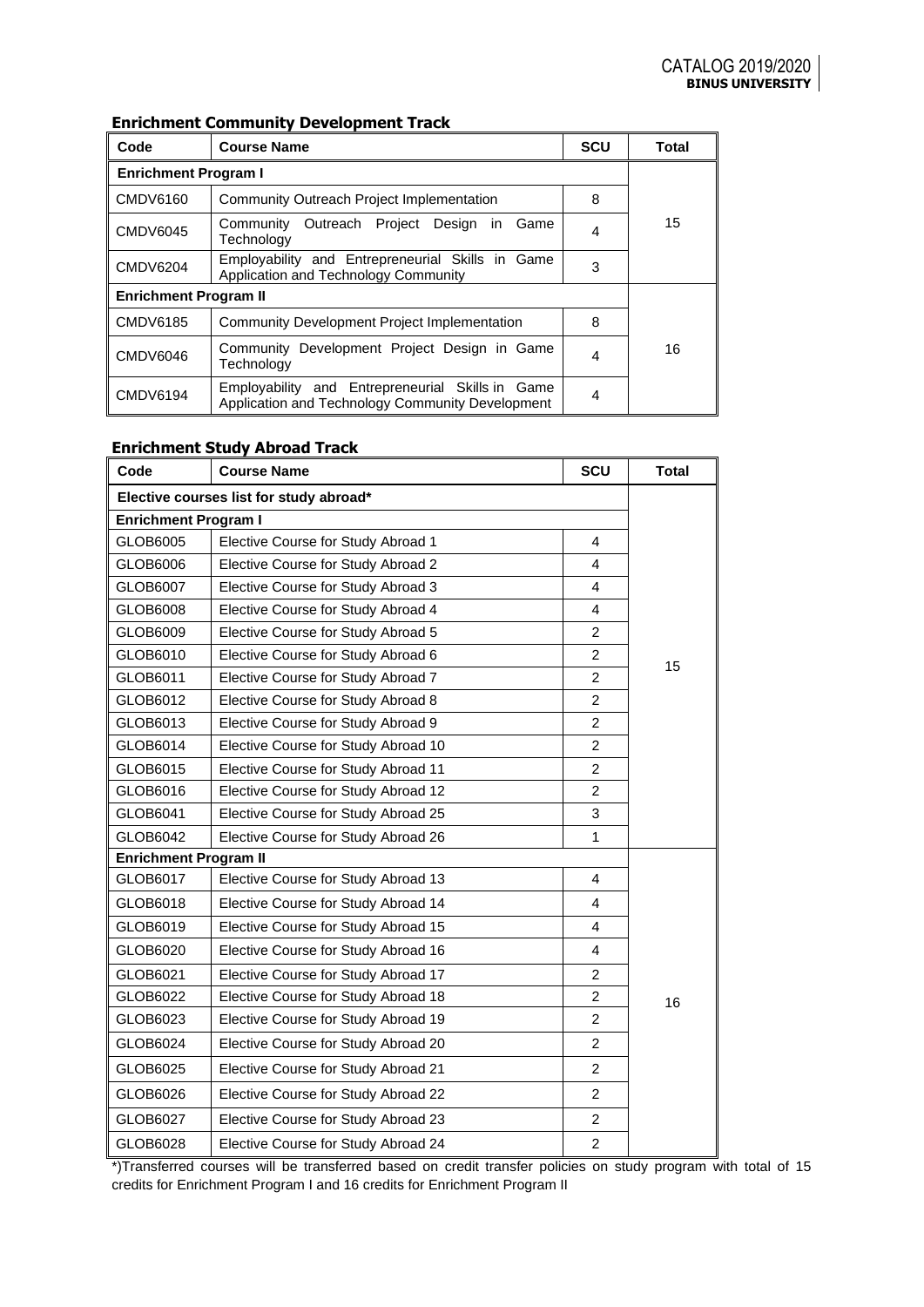### Enrichment Community Development Track

| Code | Course Name | SCU | Total |
|---|---|---|---|
| **Enrichment Program I** | | | |
| CMDV6160 | Community Outreach Project Implementation | 8 | 15 |
| CMDV6045 | Community Outreach Project Design in Game Technology | 4 | |
| CMDV6204 | Employability and Entrepreneurial Skills in Game Application and Technology Community | 3 | |
| **Enrichment Program II** | | | |
| CMDV6185 | Community Development Project Implementation | 8 | 16 |
| CMDV6046 | Community Development Project Design in Game Technology | 4 | |
| CMDV6194 | Employability and Entrepreneurial Skills in Game Application and Technology Community Development | 4 | |

### Enrichment Study Abroad Track

| Code | Course Name | SCU | Total |
|---|---|---|---|
| **Elective courses list for study abroad*** | | | |
| **Enrichment Program I** | | | |
| GLOB6005 | Elective Course for Study Abroad 1 | 4 | 15 |
| GLOB6006 | Elective Course for Study Abroad 2 | 4 | |
| GLOB6007 | Elective Course for Study Abroad 3 | 4 | |
| GLOB6008 | Elective Course for Study Abroad 4 | 4 | |
| GLOB6009 | Elective Course for Study Abroad 5 | 2 | |
| GLOB6010 | Elective Course for Study Abroad 6 | 2 | |
| GLOB6011 | Elective Course for Study Abroad 7 | 2 | |
| GLOB6012 | Elective Course for Study Abroad 8 | 2 | |
| GLOB6013 | Elective Course for Study Abroad 9 | 2 | |
| GLOB6014 | Elective Course for Study Abroad 10 | 2 | |
| GLOB6015 | Elective Course for Study Abroad 11 | 2 | |
| GLOB6016 | Elective Course for Study Abroad 12 | 2 | |
| GLOB6041 | Elective Course for Study Abroad 25 | 3 | |
| GLOB6042 | Elective Course for Study Abroad 26 | 1 | |
| **Enrichment Program II** | | | |
| GLOB6017 | Elective Course for Study Abroad 13 | 4 | 16 |
| GLOB6018 | Elective Course for Study Abroad 14 | 4 | |
| GLOB6019 | Elective Course for Study Abroad 15 | 4 | |
| GLOB6020 | Elective Course for Study Abroad 16 | 4 | |
| GLOB6021 | Elective Course for Study Abroad 17 | 2 | |
| GLOB6022 | Elective Course for Study Abroad 18 | 2 | |
| GLOB6023 | Elective Course for Study Abroad 19 | 2 | |
| GLOB6024 | Elective Course for Study Abroad 20 | 2 | |
| GLOB6025 | Elective Course for Study Abroad 21 | 2 | |
| GLOB6026 | Elective Course for Study Abroad 22 | 2 | |
| GLOB6027 | Elective Course for Study Abroad 23 | 2 | |
| GLOB6028 | Elective Course for Study Abroad 24 | 2 | |

*)Transferred courses will be transferred based on credit transfer policies on study program with total of 15 credits for Enrichment Program I and 16 credits for Enrichment Program II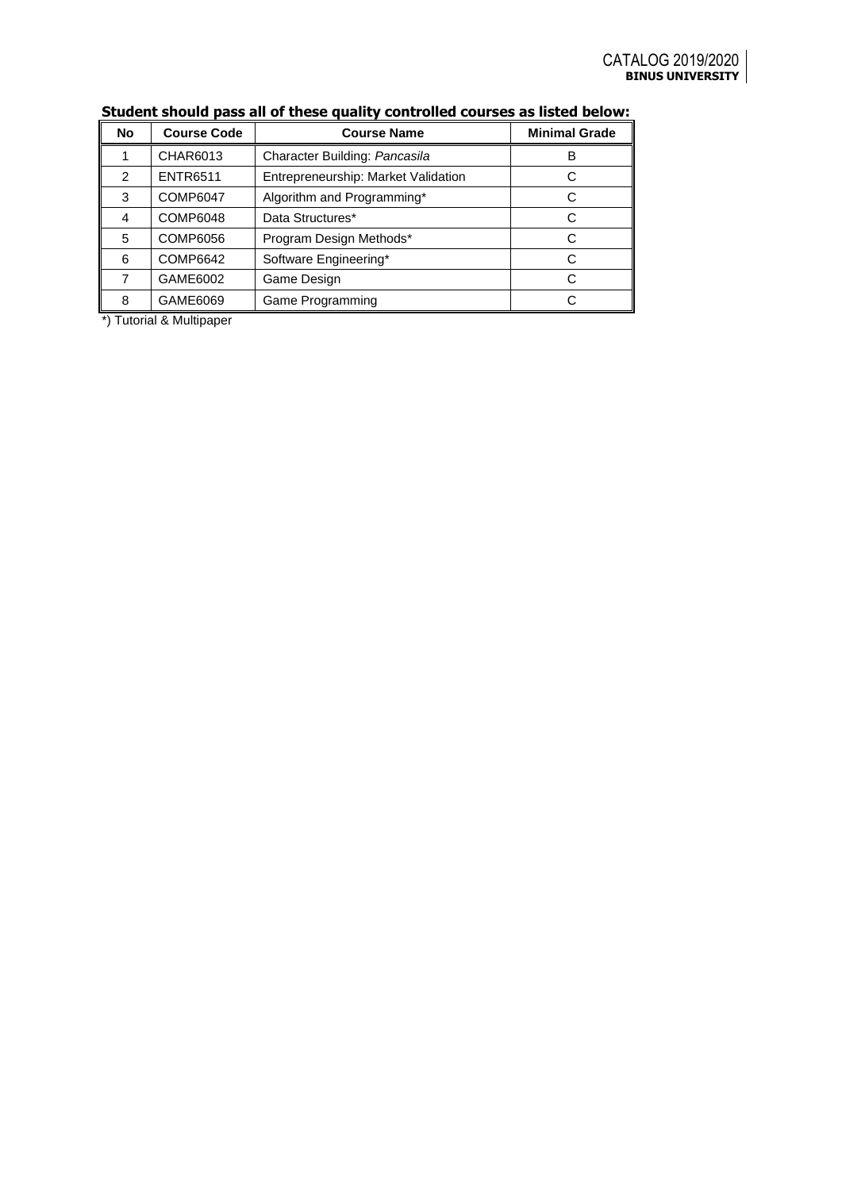**Student should pass all of these quality controlled courses as listed below:**

| No | Course Code | Course Name | Minimal Grade |
|---|---|---|---|
| 1 | CHAR6013 | Character Building: *Pancasila* | B |
| 2 | ENTR6511 | Entrepreneurship: Market Validation | C |
| 3 | COMP6047 | Algorithm and Programming* | C |
| 4 | COMP6048 | Data Structures* | C |
| 5 | COMP6056 | Program Design Methods* | C |
| 6 | COMP6642 | Software Engineering* | C |
| 7 | GAME6002 | Game Design | C |
| 8 | GAME6069 | Game Programming | C |

*) Tutorial & Multipaper